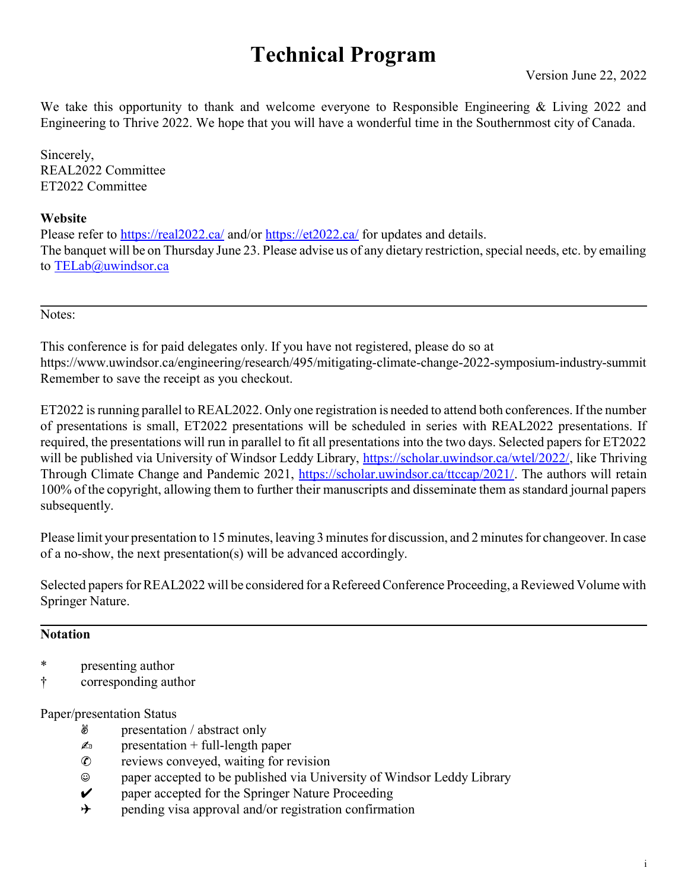# Technical Program

Version June 22, 2022

We take this opportunity to thank and welcome everyone to Responsible Engineering & Living 2022 and Engineering to Thrive 2022. We hope that you will have a wonderful time in the Southernmost city of Canada.

Sincerely,
REAL2022 Committee
ET2022 Committee

**Website**
Please refer to https://real2022.ca/ and/or https://et2022.ca/ for updates and details.
The banquet will be on Thursday June 23. Please advise us of any dietary restriction, special needs, etc. by emailing to TELab@uwindsor.ca

---

Notes:

This conference is for paid delegates only. If you have not registered, please do so at https://www.uwindsor.ca/engineering/research/495/mitigating-climate-change-2022-symposium-industry-summit Remember to save the receipt as you checkout.

ET2022 is running parallel to REAL2022. Only one registration is needed to attend both conferences. If the number of presentations is small, ET2022 presentations will be scheduled in series with REAL2022 presentations. If required, the presentations will run in parallel to fit all presentations into the two days. Selected papers for ET2022 will be published via University of Windsor Leddy Library, https://scholar.uwindsor.ca/wtel/2022/, like Thriving Through Climate Change and Pandemic 2021, https://scholar.uwindsor.ca/ttccap/2021/. The authors will retain 100% of the copyright, allowing them to further their manuscripts and disseminate them as standard journal papers subsequently.

Please limit your presentation to 15 minutes, leaving 3 minutes for discussion, and 2 minutes for changeover. In case of a no-show, the next presentation(s) will be advanced accordingly.

Selected papers for REAL2022 will be considered for a Refereed Conference Proceeding, a Reviewed Volume with Springer Nature.

---

**Notation**

- * presenting author
- † corresponding author

Paper/presentation Status

- ✌ presentation / abstract only
- ✍ presentation + full-length paper
- ✆ reviews conveyed, waiting for revision
- ☺ paper accepted to be published via University of Windsor Leddy Library
- ✔ paper accepted for the Springer Nature Proceeding
- ✈ pending visa approval and/or registration confirmation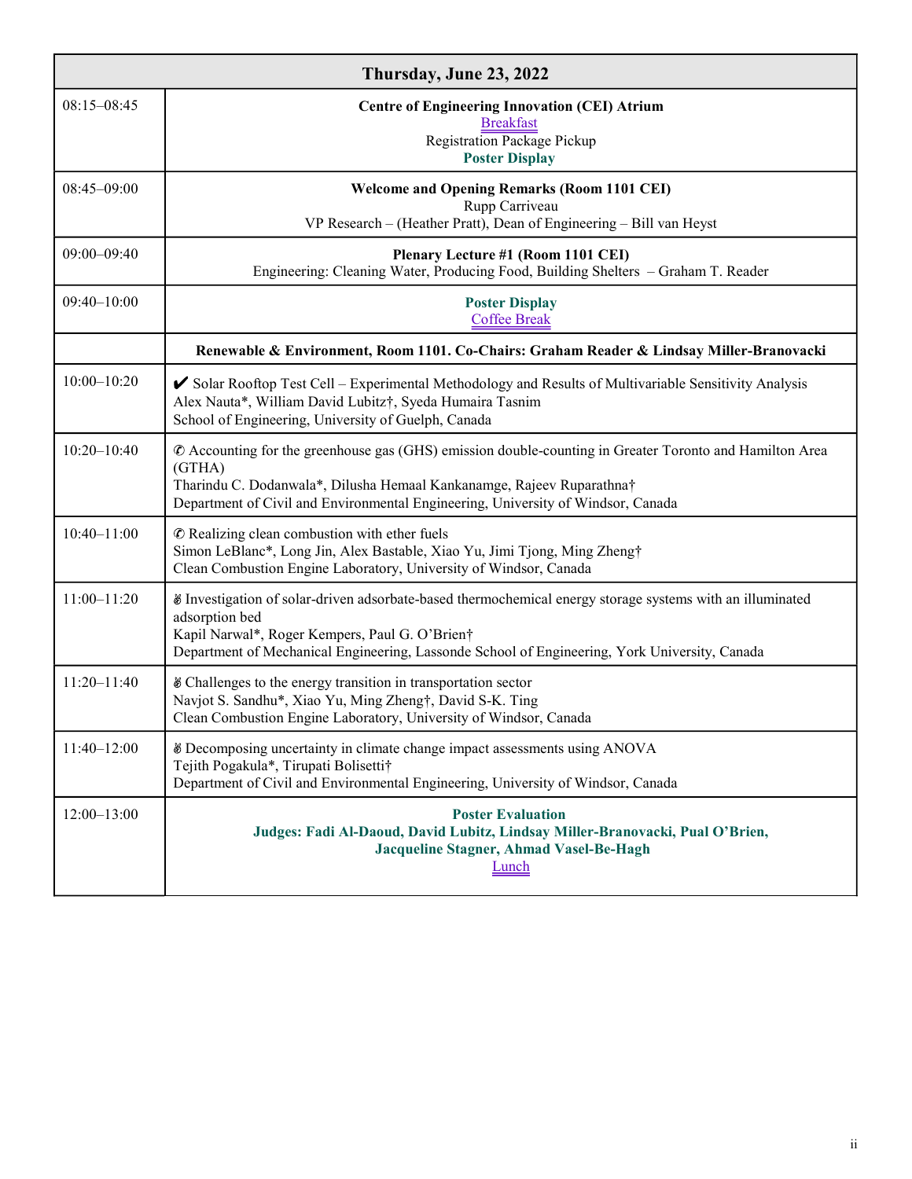| Thursday, June 23, 2022 | |
|---|---|
| 08:15–08:45 | **Centre of Engineering Innovation (CEI) Atrium**<br>Breakfast<br>Registration Package Pickup<br>**Poster Display** |
| 08:45–09:00 | **Welcome and Opening Remarks (Room 1101 CEI)**<br>Rupp Carriveau<br>VP Research – (Heather Pratt), Dean of Engineering – Bill van Heyst |
| 09:00–09:40 | **Plenary Lecture #1 (Room 1101 CEI)**<br>Engineering: Cleaning Water, Producing Food, Building Shelters – Graham T. Reader |
| 09:40–10:00 | **Poster Display**<br>Coffee Break |
| | **Renewable & Environment, Room 1101. Co-Chairs: Graham Reader & Lindsay Miller-Branovacki** |
| 10:00–10:20 | ✔ Solar Rooftop Test Cell – Experimental Methodology and Results of Multivariable Sensitivity Analysis<br>Alex Nauta*, William David Lubitz†, Syeda Humaira Tasnim<br>School of Engineering, University of Guelph, Canada |
| 10:20–10:40 | ✆ Accounting for the greenhouse gas (GHS) emission double-counting in Greater Toronto and Hamilton Area (GTHA)<br>Tharindu C. Dodanwala*, Dilusha Hemaal Kankanamge, Rajeev Ruparathna†<br>Department of Civil and Environmental Engineering, University of Windsor, Canada |
| 10:40–11:00 | ✆ Realizing clean combustion with ether fuels<br>Simon LeBlanc*, Long Jin, Alex Bastable, Xiao Yu, Jimi Tjong, Ming Zheng†<br>Clean Combustion Engine Laboratory, University of Windsor, Canada |
| 11:00–11:20 | ✌ Investigation of solar-driven adsorbate-based thermochemical energy storage systems with an illuminated adsorption bed<br>Kapil Narwal*, Roger Kempers, Paul G. O'Brien†<br>Department of Mechanical Engineering, Lassonde School of Engineering, York University, Canada |
| 11:20–11:40 | ✌ Challenges to the energy transition in transportation sector<br>Navjot S. Sandhu*, Xiao Yu, Ming Zheng†, David S-K. Ting<br>Clean Combustion Engine Laboratory, University of Windsor, Canada |
| 11:40–12:00 | ✌ Decomposing uncertainty in climate change impact assessments using ANOVA<br>Tejith Pogakula*, Tirupati Bolisetti†<br>Department of Civil and Environmental Engineering, University of Windsor, Canada |
| 12:00–13:00 | **Poster Evaluation**<br>**Judges: Fadi Al-Daoud, David Lubitz, Lindsay Miller-Branovacki, Pual O'Brien, Jacqueline Stagner, Ahmad Vasel-Be-Hagh**<br>Lunch |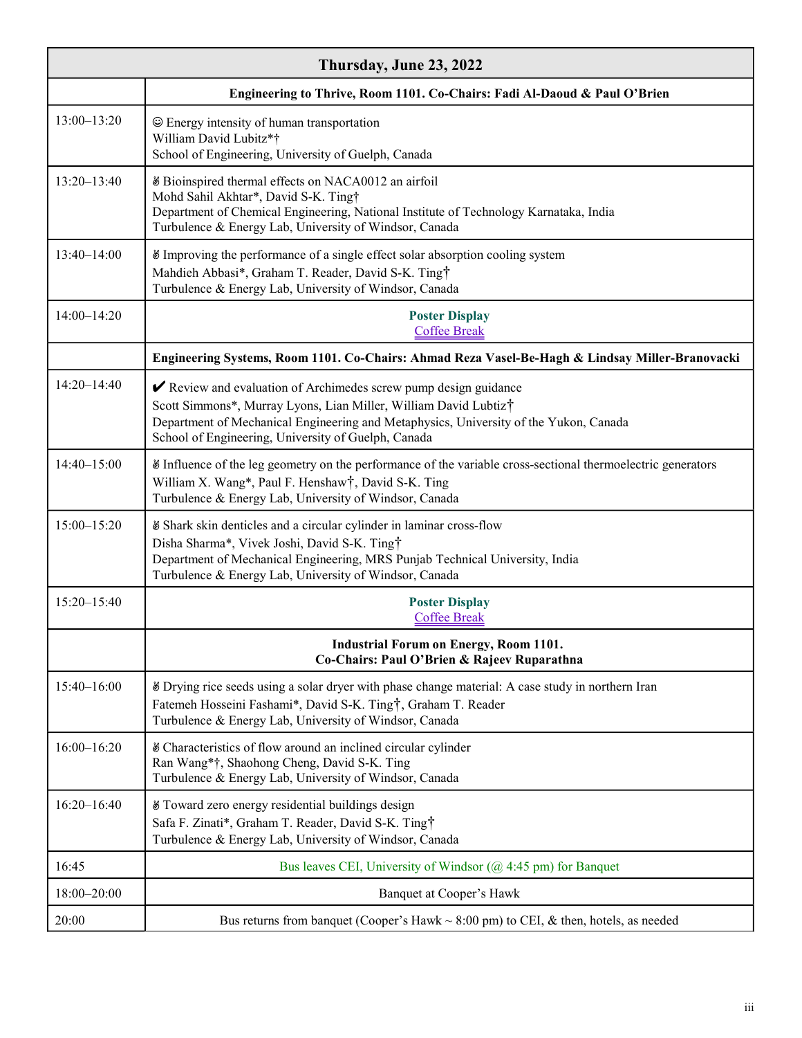| Thursday, June 23, 2022 | |
|---|---|
| | **Engineering to Thrive, Room 1101. Co-Chairs: Fadi Al-Daoud & Paul O'Brien** |
| 13:00–13:20 | ☺ Energy intensity of human transportation<br>William David Lubitz*†<br>School of Engineering, University of Guelph, Canada |
| 13:20–13:40 | ☃ Bioinspired thermal effects on NACA0012 an airfoil<br>Mohd Sahil Akhtar*, David S-K. Ting†<br>Department of Chemical Engineering, National Institute of Technology Karnataka, India<br>Turbulence & Energy Lab, University of Windsor, Canada |
| 13:40–14:00 | ☃ Improving the performance of a single effect solar absorption cooling system<br>Mahdieh Abbasi*, Graham T. Reader, David S-K. Ting†<br>Turbulence & Energy Lab, University of Windsor, Canada |
| 14:00–14:20 | **Poster Display**<br>Coffee Break |
| | **Engineering Systems, Room 1101. Co-Chairs: Ahmad Reza Vasel-Be-Hagh & Lindsay Miller-Branovacki** |
| 14:20–14:40 | ✔ Review and evaluation of Archimedes screw pump design guidance<br>Scott Simmons*, Murray Lyons, Lian Miller, William David Lubtiz†<br>Department of Mechanical Engineering and Metaphysics, University of the Yukon, Canada<br>School of Engineering, University of Guelph, Canada |
| 14:40–15:00 | ☃ Influence of the leg geometry on the performance of the variable cross-sectional thermoelectric generators<br>William X. Wang*, Paul F. Henshaw†, David S-K. Ting<br>Turbulence & Energy Lab, University of Windsor, Canada |
| 15:00–15:20 | ☃ Shark skin denticles and a circular cylinder in laminar cross-flow<br>Disha Sharma*, Vivek Joshi, David S-K. Ting†<br>Department of Mechanical Engineering, MRS Punjab Technical University, India<br>Turbulence & Energy Lab, University of Windsor, Canada |
| 15:20–15:40 | **Poster Display**<br>Coffee Break |
| | **Industrial Forum on Energy, Room 1101.<br>Co-Chairs: Paul O'Brien & Rajeev Ruparathna** |
| 15:40–16:00 | ☃ Drying rice seeds using a solar dryer with phase change material: A case study in northern Iran<br>Fatemeh Hosseini Fashami*, David S-K. Ting†, Graham T. Reader<br>Turbulence & Energy Lab, University of Windsor, Canada |
| 16:00–16:20 | ☃ Characteristics of flow around an inclined circular cylinder<br>Ran Wang*†, Shaohong Cheng, David S-K. Ting<br>Turbulence & Energy Lab, University of Windsor, Canada |
| 16:20–16:40 | ☃ Toward zero energy residential buildings design<br>Safa F. Zinati*, Graham T. Reader, David S-K. Ting†<br>Turbulence & Energy Lab, University of Windsor, Canada |
| 16:45 | Bus leaves CEI, University of Windsor (@ 4:45 pm) for Banquet |
| 18:00–20:00 | Banquet at Cooper's Hawk |
| 20:00 | Bus returns from banquet (Cooper's Hawk ~ 8:00 pm) to CEI, & then, hotels, as needed |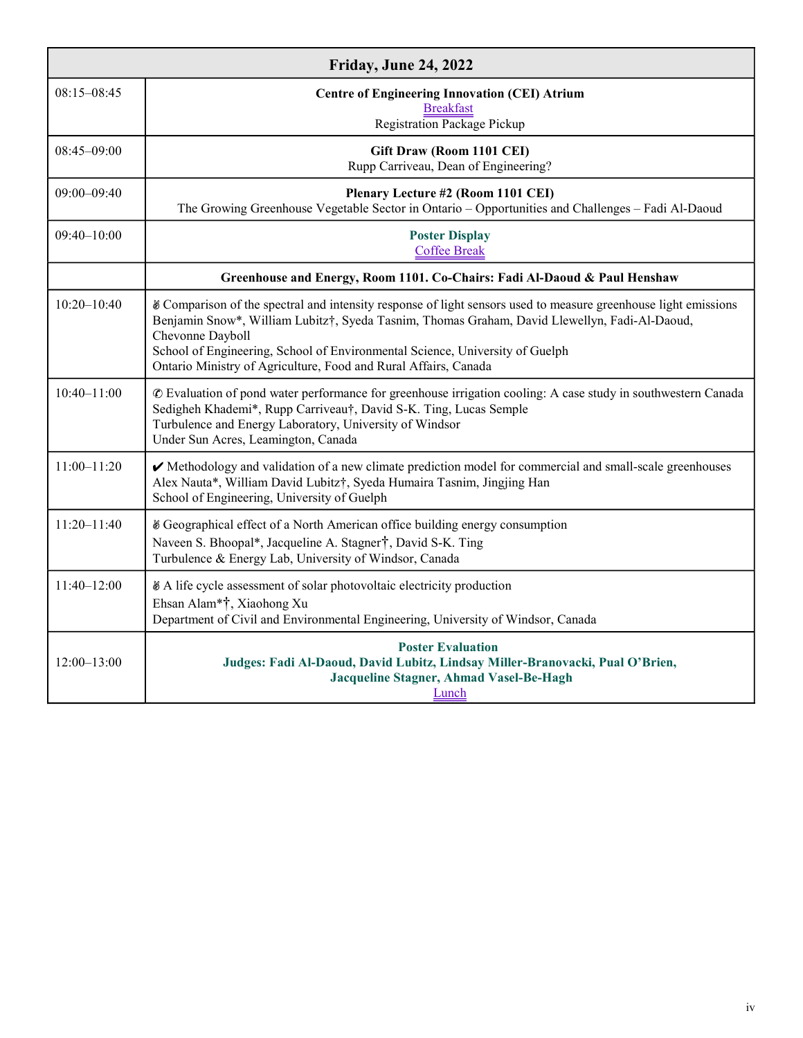| Friday, June 24, 2022 | |
|---|---|
| 08:15–08:45 | **Centre of Engineering Innovation (CEI) Atrium**<br>Breakfast<br>Registration Package Pickup |
| 08:45–09:00 | **Gift Draw (Room 1101 CEI)**<br>Rupp Carriveau, Dean of Engineering? |
| 09:00–09:40 | **Plenary Lecture #2 (Room 1101 CEI)**<br>The Growing Greenhouse Vegetable Sector in Ontario – Opportunities and Challenges – Fadi Al-Daoud |
| 09:40–10:00 | **Poster Display**<br>Coffee Break |
| | **Greenhouse and Energy, Room 1101. Co-Chairs: Fadi Al-Daoud & Paul Henshaw** |
| 10:20–10:40 | ✌ Comparison of the spectral and intensity response of light sensors used to measure greenhouse light emissions<br>Benjamin Snow*, William Lubitz†, Syeda Tasnim, Thomas Graham, David Llewellyn, Fadi-Al-Daoud, Chevonne Dayboll<br>School of Engineering, School of Environmental Science, University of Guelph<br>Ontario Ministry of Agriculture, Food and Rural Affairs, Canada |
| 10:40–11:00 | ✆ Evaluation of pond water performance for greenhouse irrigation cooling: A case study in southwestern Canada<br>Sedigheh Khademi*, Rupp Carriveau†, David S-K. Ting, Lucas Semple<br>Turbulence and Energy Laboratory, University of Windsor<br>Under Sun Acres, Leamington, Canada |
| 11:00–11:20 | ✔ Methodology and validation of a new climate prediction model for commercial and small-scale greenhouses<br>Alex Nauta*, William David Lubitz†, Syeda Humaira Tasnim, Jingjing Han<br>School of Engineering, University of Guelph |
| 11:20–11:40 | ✌ Geographical effect of a North American office building energy consumption<br>Naveen S. Bhoopal*, Jacqueline A. Stagner†, David S-K. Ting<br>Turbulence & Energy Lab, University of Windsor, Canada |
| 11:40–12:00 | ✌ A life cycle assessment of solar photovoltaic electricity production<br>Ehsan Alam*†, Xiaohong Xu<br>Department of Civil and Environmental Engineering, University of Windsor, Canada |
| 12:00–13:00 | **Poster Evaluation**<br>**Judges: Fadi Al-Daoud, David Lubitz, Lindsay Miller-Branovacki, Pual O'Brien, Jacqueline Stagner, Ahmad Vasel-Be-Hagh**<br>Lunch |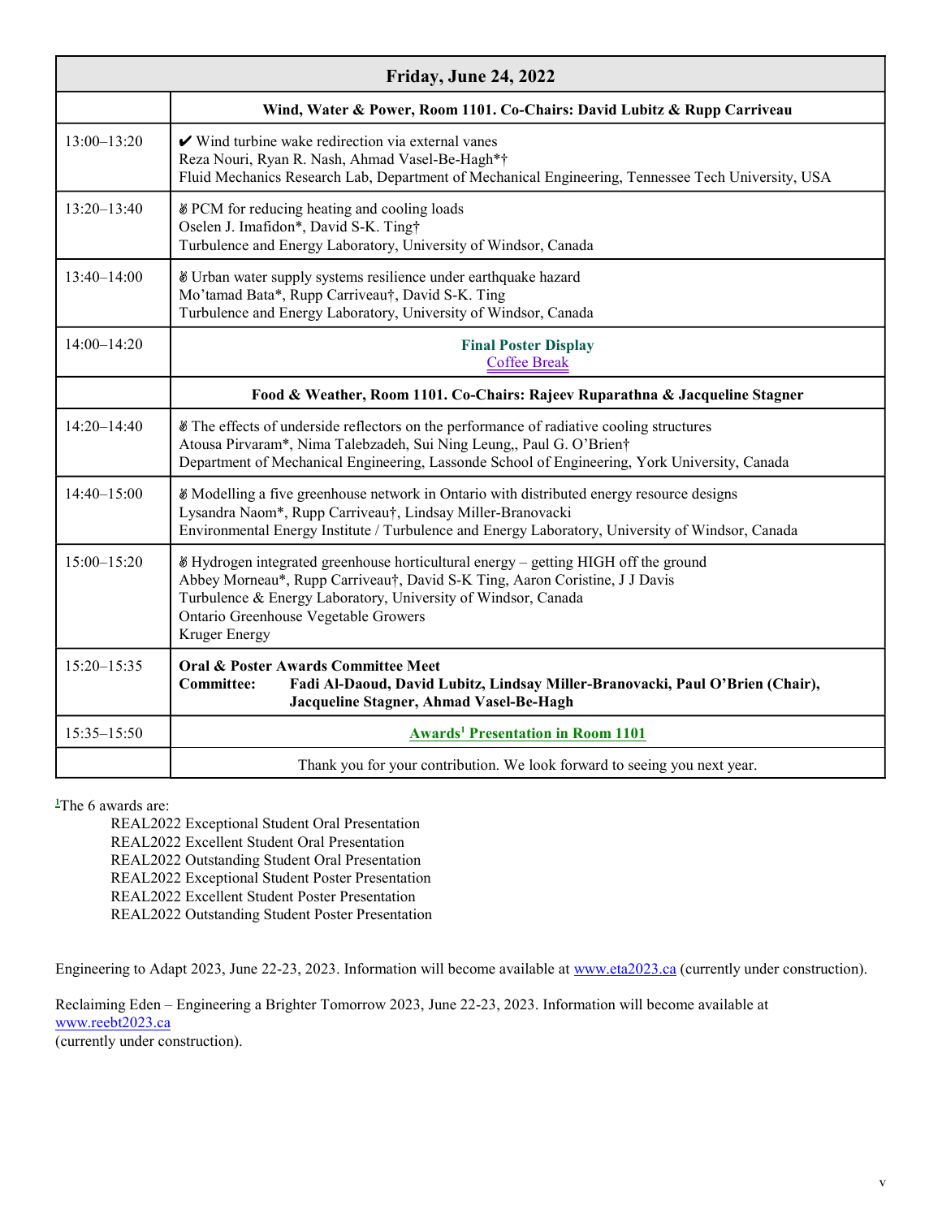| Friday, June 24, 2022 | |
|---|---|
| | **Wind, Water & Power, Room 1101. Co-Chairs: David Lubitz & Rupp Carriveau** |
| 13:00–13:20 | ✔ Wind turbine wake redirection via external vanes<br>Reza Nouri, Ryan R. Nash, Ahmad Vasel-Be-Hagh*†<br>Fluid Mechanics Research Lab, Department of Mechanical Engineering, Tennessee Tech University, USA |
| 13:20–13:40 | ☃ PCM for reducing heating and cooling loads<br>Oselen J. Imafidon*, David S-K. Ting†<br>Turbulence and Energy Laboratory, University of Windsor, Canada |
| 13:40–14:00 | ☃ Urban water supply systems resilience under earthquake hazard<br>Mo'tamad Bata*, Rupp Carriveau†, David S-K. Ting<br>Turbulence and Energy Laboratory, University of Windsor, Canada |
| 14:00–14:20 | **Final Poster Display**<br>Coffee Break |
| | **Food & Weather, Room 1101. Co-Chairs: Rajeev Ruparathna & Jacqueline Stagner** |
| 14:20–14:40 | ☃ The effects of underside reflectors on the performance of radiative cooling structures<br>Atousa Pirvaram*, Nima Talebzadeh, Sui Ning Leung,, Paul G. O'Brien†<br>Department of Mechanical Engineering, Lassonde School of Engineering, York University, Canada |
| 14:40–15:00 | ☃ Modelling a five greenhouse network in Ontario with distributed energy resource designs<br>Lysandra Naom*, Rupp Carriveau†, Lindsay Miller-Branovacki<br>Environmental Energy Institute / Turbulence and Energy Laboratory, University of Windsor, Canada |
| 15:00–15:20 | ☃ Hydrogen integrated greenhouse horticultural energy – getting HIGH off the ground<br>Abbey Morneau*, Rupp Carriveau†, David S-K Ting, Aaron Coristine, J J Davis<br>Turbulence & Energy Laboratory, University of Windsor, Canada<br>Ontario Greenhouse Vegetable Growers<br>Kruger Energy |
| 15:20–15:35 | **Oral & Poster Awards Committee Meet**<br>**Committee: Fadi Al-Daoud, David Lubitz, Lindsay Miller-Branovacki, Paul O'Brien (Chair), Jacqueline Stagner, Ahmad Vasel-Be-Hagh** |
| 15:35–15:50 | **Awards[1] Presentation in Room 1101** |
| | Thank you for your contribution. We look forward to seeing you next year. |

[1]The 6 awards are:

REAL2022 Exceptional Student Oral Presentation
REAL2022 Excellent Student Oral Presentation
REAL2022 Outstanding Student Oral Presentation
REAL2022 Exceptional Student Poster Presentation
REAL2022 Excellent Student Poster Presentation
REAL2022 Outstanding Student Poster Presentation

Engineering to Adapt 2023, June 22-23, 2023. Information will become available at www.eta2023.ca (currently under construction).

Reclaiming Eden – Engineering a Brighter Tomorrow 2023, June 22-23, 2023. Information will become available at www.reebt2023.ca
(currently under construction).